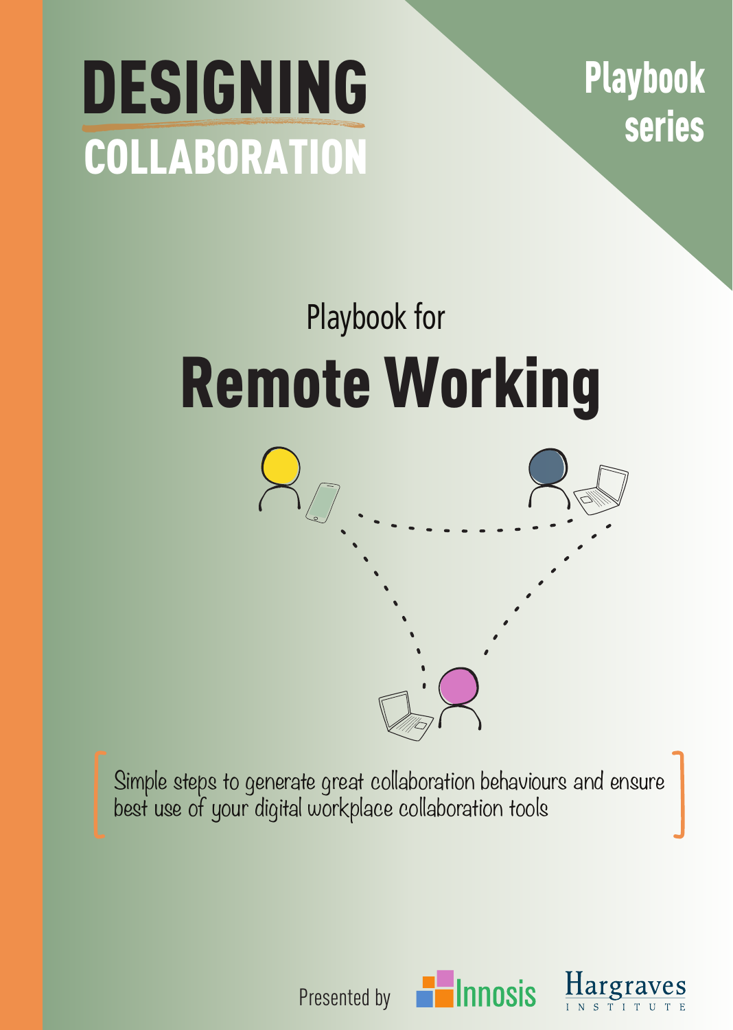# DESIGNING COLLABORATION

Playbook series

Playbook for

# Remote Working

[ Simple steps to generate great collaboration behaviours and ensure best use of your digital workplace collaboration tools ]

Presented by Innosis Hargraves Institute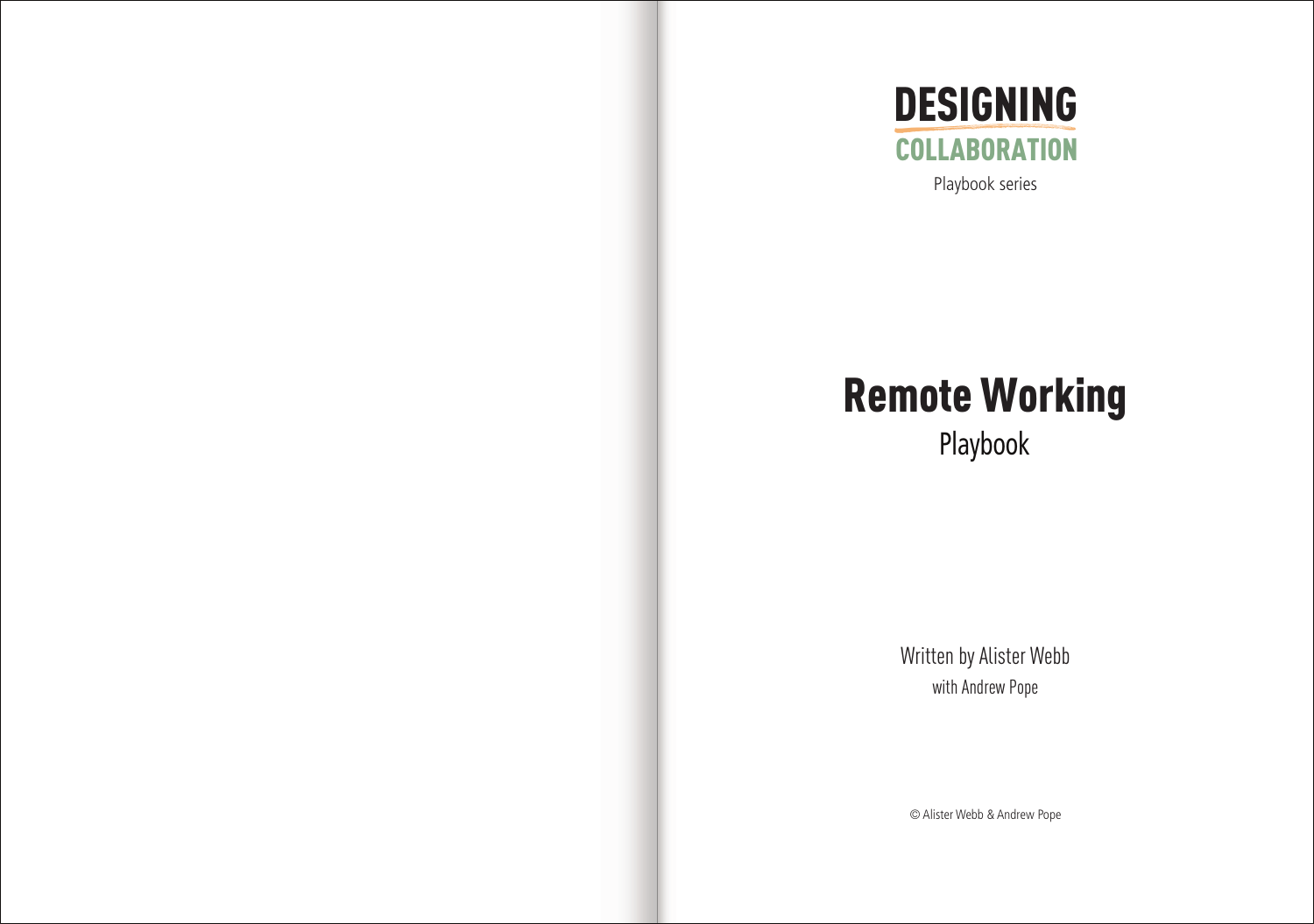**DESIGNING**
**COLLABORATION**

Playbook series

# Remote Working

## Playbook

Written by Alister Webb
with Andrew Pope

© Alister Webb & Andrew Pope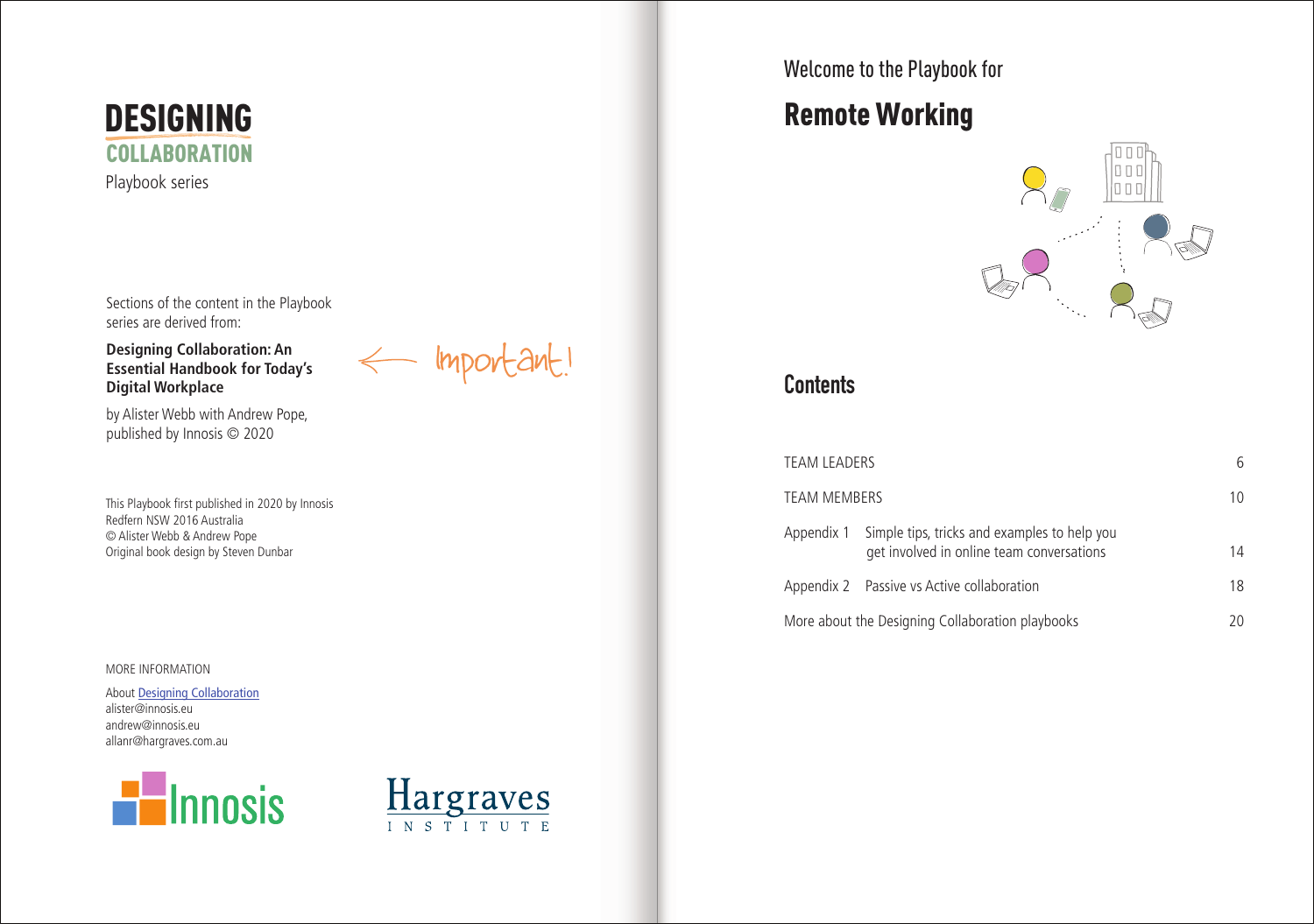# DESIGNING COLLABORATION

Playbook series

Sections of the content in the Playbook series are derived from:

**Designing Collaboration: An Essential Handbook for Today's Digital Workplace** ← Important!

by Alister Webb with Andrew Pope, published by Innosis © 2020

This Playbook first published in 2020 by Innosis
Redfern NSW 2016 Australia
© Alister Webb & Andrew Pope
Original book design by Steven Dunbar

MORE INFORMATION

About Designing Collaboration
alister@innosis.eu
andrew@innosis.eu
allanr@hargraves.com.au

Innosis

Hargraves INSTITUTE

Welcome to the Playbook for

# Remote Working

## Contents

| | | |
|---|---|---|
| TEAM LEADERS | | 6 |
| TEAM MEMBERS | | 10 |
| Appendix 1 | Simple tips, tricks and examples to help you get involved in online team conversations | 14 |
| Appendix 2 | Passive vs Active collaboration | 18 |
| More about the Designing Collaboration playbooks | | 20 |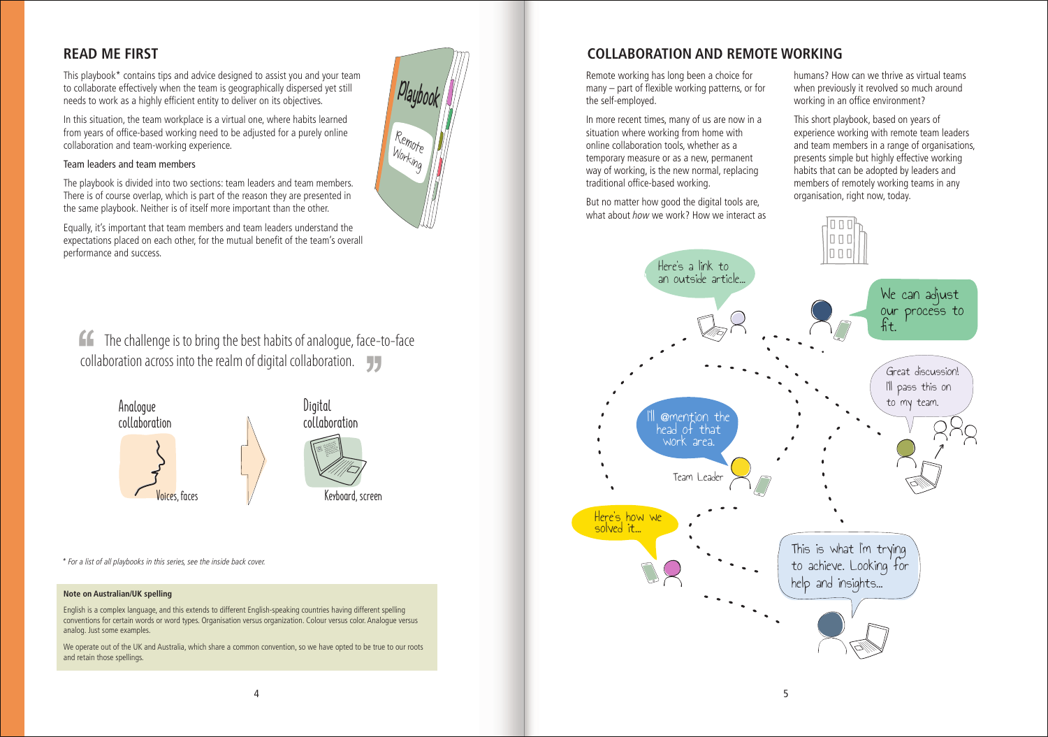## READ ME FIRST

This playbook* contains tips and advice designed to assist you and your team to collaborate effectively when the team is geographically dispersed yet still needs to work as a highly efficient entity to deliver on its objectives.

In this situation, the team workplace is a virtual one, where habits learned from years of office-based working need to be adjusted for a purely online collaboration and team-working experience.

Team leaders and team members

The playbook is divided into two sections: team leaders and team members. There is of course overlap, which is part of the reason they are presented in the same playbook. Neither is of itself more important than the other.

Equally, it's important that team members and team leaders understand the expectations placed on each other, for the mutual benefit of the team's overall performance and success.

> "The challenge is to bring the best habits of analogue, face-to-face collaboration across into the realm of digital collaboration."

Analogue collaboration

Voices, faces

Digital collaboration

Keyboard, screen

*\* For a list of all playbooks in this series, see the inside back cover.*

**Note on Australian/UK spelling**

English is a complex language, and this extends to different English-speaking countries having different spelling conventions for certain words or word types. Organisation versus organization. Colour versus color. Analogue versus analog. Just some examples.

We operate out of the UK and Australia, which share a common convention, so we have opted to be true to our roots and retain those spellings.

## COLLABORATION AND REMOTE WORKING

Remote working has long been a choice for many – part of flexible working patterns, or for the self-employed.

In more recent times, many of us are now in a situation where working from home with online collaboration tools, whether as a temporary measure or as a new, permanent way of working, is the new normal, replacing traditional office-based working.

But no matter how good the digital tools are, what about *how* we work? How we interact as humans? How can we thrive as virtual teams when previously it revolved so much around working in an office environment?

This short playbook, based on years of experience working with remote team leaders and team members in a range of organisations, presents simple but highly effective working habits that can be adopted by leaders and members of remotely working teams in any organisation, right now, today.

Here's a link to an outside article...

We can adjust our process to fit.

Great discussion! I'll pass this on to my team.

I'll @mention the head of that work area.

Team Leader

Here's how we solved it...

This is what I'm trying to achieve. Looking for help and insights...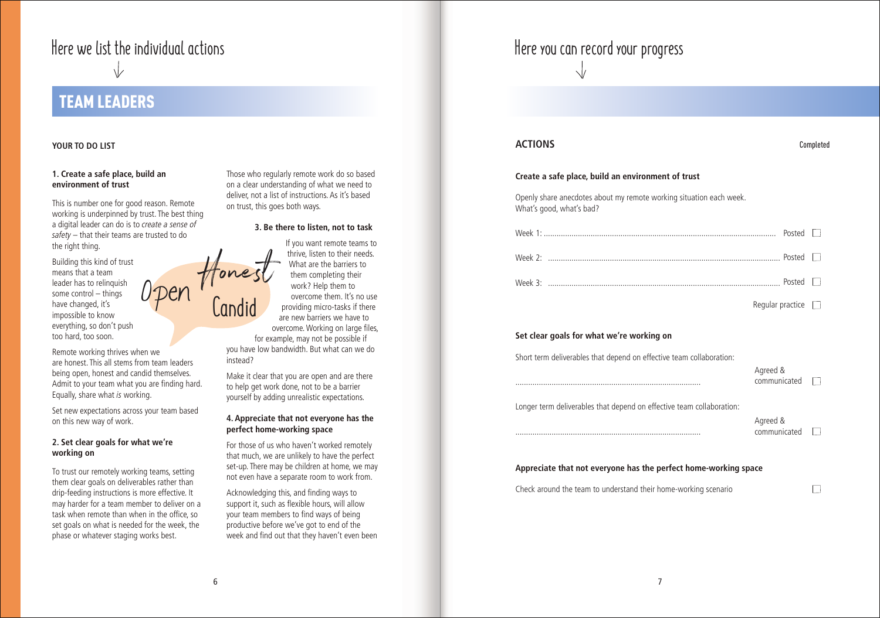Here we list the individual actions

# TEAM LEADERS

**YOUR TO DO LIST**

**1. Create a safe place, build an environment of trust**

This is number one for good reason. Remote working is underpinned by trust. The best thing a digital leader can do is to *create a sense of safety* – that their teams are trusted to do the right thing.

Building this kind of trust means that a team leader has to relinquish some control – things have changed, it's impossible to know everything, so don't push too hard, too soon.

Open Honest Candid

Remote working thrives when we are honest. This all stems from team leaders being open, honest and candid themselves. Admit to your team what you are finding hard. Equally, share what *is* working.

Set new expectations across your team based on this new way of work.

**2. Set clear goals for what we're working on**

To trust our remotely working teams, setting them clear goals on deliverables rather than drip-feeding instructions is more effective. It may harder for a team member to deliver on a task when remote than when in the office, so set goals on what is needed for the week, the phase or whatever staging works best.

Those who regularly remote work do so based on a clear understanding of what we need to deliver, not a list of instructions. As it's based on trust, this goes both ways.

**3. Be there to listen, not to task**

If you want remote teams to thrive, listen to their needs. What are the barriers to them completing their work? Help them to overcome them. It's no use providing micro-tasks if there are new barriers we have to overcome. Working on large files, for example, may not be possible if you have low bandwidth. But what can we do instead?

Make it clear that you are open and are there to help get work done, not to be a barrier yourself by adding unrealistic expectations.

**4. Appreciate that not everyone has the perfect home-working space**

For those of us who haven't worked remotely that much, we are unlikely to have the perfect set-up. There may be children at home, we may not even have a separate room to work from.

Acknowledging this, and finding ways to support it, such as flexible hours, will allow your team members to find ways of being productive before we've got to end of the week and find out that they haven't even been

Here you can record your progress

**ACTIONS** Completed

**Create a safe place, build an environment of trust**

Openly share anecdotes about my remote working situation each week. What's good, what's bad?

Week 1: ........................................ Posted ☐

Week 2: ........................................ Posted ☐

Week 3: ........................................ Posted ☐

Regular practice ☐

**Set clear goals for what we're working on**

Short term deliverables that depend on effective team collaboration:

........................................ Agreed & communicated ☐

Longer term deliverables that depend on effective team collaboration:

........................................ Agreed & communicated ☐

**Appreciate that not everyone has the perfect home-working space**

Check around the team to understand their home-working scenario ☐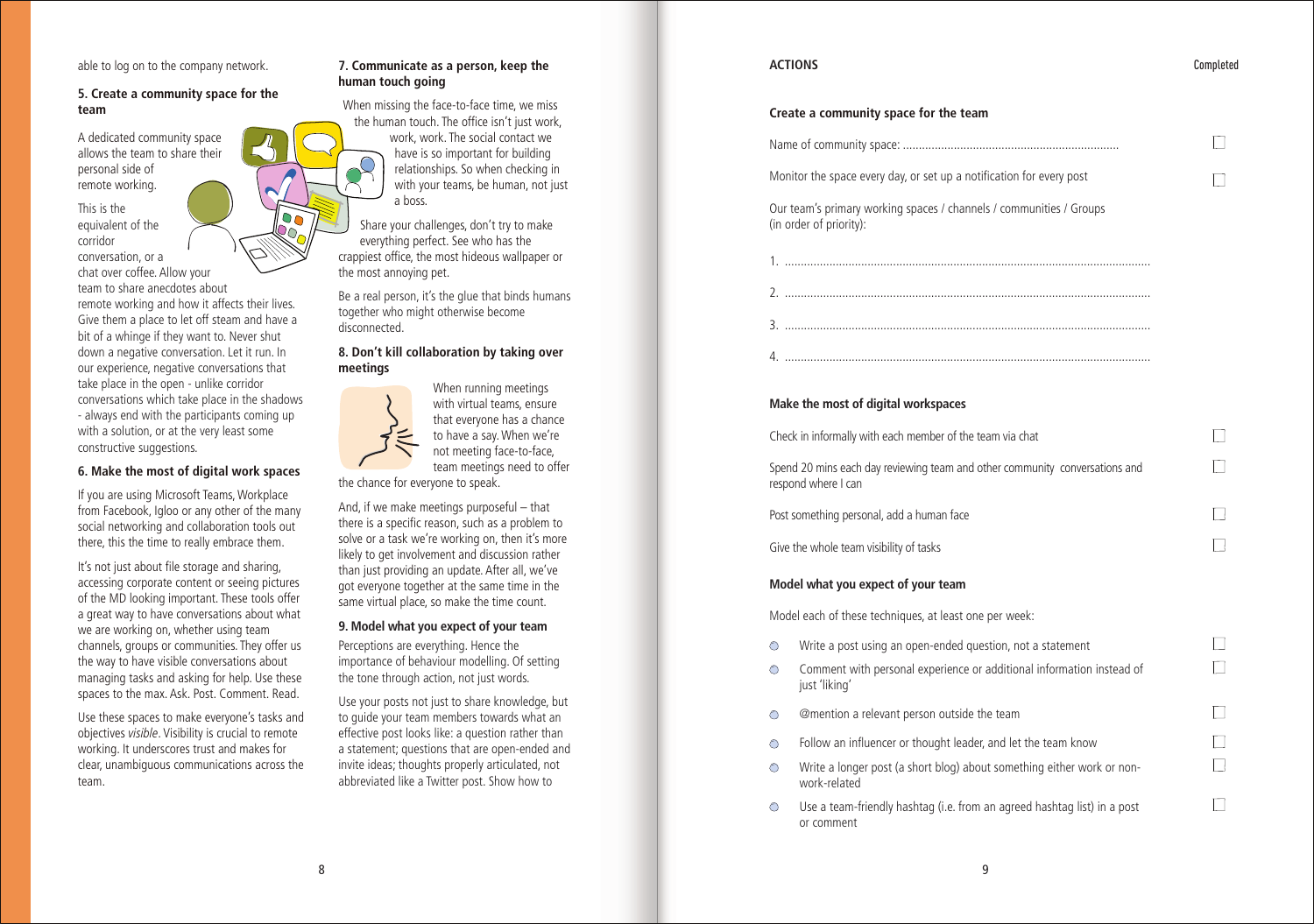able to log on to the company network.

### 5. Create a community space for the team

A dedicated community space allows the team to share their personal side of remote working.

This is the equivalent of the corridor conversation, or a chat over coffee. Allow your team to share anecdotes about remote working and how it affects their lives. Give them a place to let off steam and have a bit of a whinge if they want to. Never shut down a negative conversation. Let it run. In our experience, negative conversations that take place in the open - unlike corridor conversations which take place in the shadows - always end with the participants coming up with a solution, or at the very least some constructive suggestions.

### 6. Make the most of digital work spaces

If you are using Microsoft Teams, Workplace from Facebook, Igloo or any other of the many social networking and collaboration tools out there, this the time to really embrace them.

It's not just about file storage and sharing, accessing corporate content or seeing pictures of the MD looking important. These tools offer a great way to have conversations about what we are working on, whether using team channels, groups or communities. They offer us the way to have visible conversations about managing tasks and asking for help. Use these spaces to the max. Ask. Post. Comment. Read.

Use these spaces to make everyone's tasks and objectives *visible*. Visibility is crucial to remote working. It underscores trust and makes for clear, unambiguous communications across the team.

### 7. Communicate as a person, keep the human touch going

When missing the face-to-face time, we miss the human touch. The office isn't just work, work, work. The social contact we have is so important for building relationships. So when checking in with your teams, be human, not just a boss.

Share your challenges, don't try to make everything perfect. See who has the crappiest office, the most hideous wallpaper or the most annoying pet.

Be a real person, it's the glue that binds humans together who might otherwise become disconnected.

### 8. Don't kill collaboration by taking over meetings

When running meetings with virtual teams, ensure that everyone has a chance to have a say. When we're not meeting face-to-face, team meetings need to offer the chance for everyone to speak.

And, if we make meetings purposeful – that there is a specific reason, such as a problem to solve or a task we're working on, then it's more likely to get involvement and discussion rather than just providing an update. After all, we've got everyone together at the same time in the same virtual place, so make the time count.

### 9. Model what you expect of your team

Perceptions are everything. Hence the importance of behaviour modelling. Of setting the tone through action, not just words.

Use your posts not just to share knowledge, but to guide your team members towards what an effective post looks like: a question rather than a statement; questions that are open-ended and invite ideas; thoughts properly articulated, not abbreviated like a Twitter post. Show how to

---

**ACTIONS** — Completed

**Create a community space for the team**

- Name of community space: .................................................................... ☐
- Monitor the space every day, or set up a notification for every post ☐

Our team's primary working spaces / channels / communities / Groups (in order of priority):

1. ..................................................................................................
2. ..................................................................................................
3. ..................................................................................................
4. ..................................................................................................

**Make the most of digital workspaces**

- Check in informally with each member of the team via chat ☐
- Spend 20 mins each day reviewing team and other community conversations and respond where I can ☐
- Post something personal, add a human face ☐
- Give the whole team visibility of tasks ☐

**Model what you expect of your team**

Model each of these techniques, at least one per week:

- Write a post using an open-ended question, not a statement ☐
- Comment with personal experience or additional information instead of just 'liking' ☐
- @mention a relevant person outside the team ☐
- Follow an influencer or thought leader, and let the team know ☐
- Write a longer post (a short blog) about something either work or non-work-related ☐
- Use a team-friendly hashtag (i.e. from an agreed hashtag list) in a post or comment ☐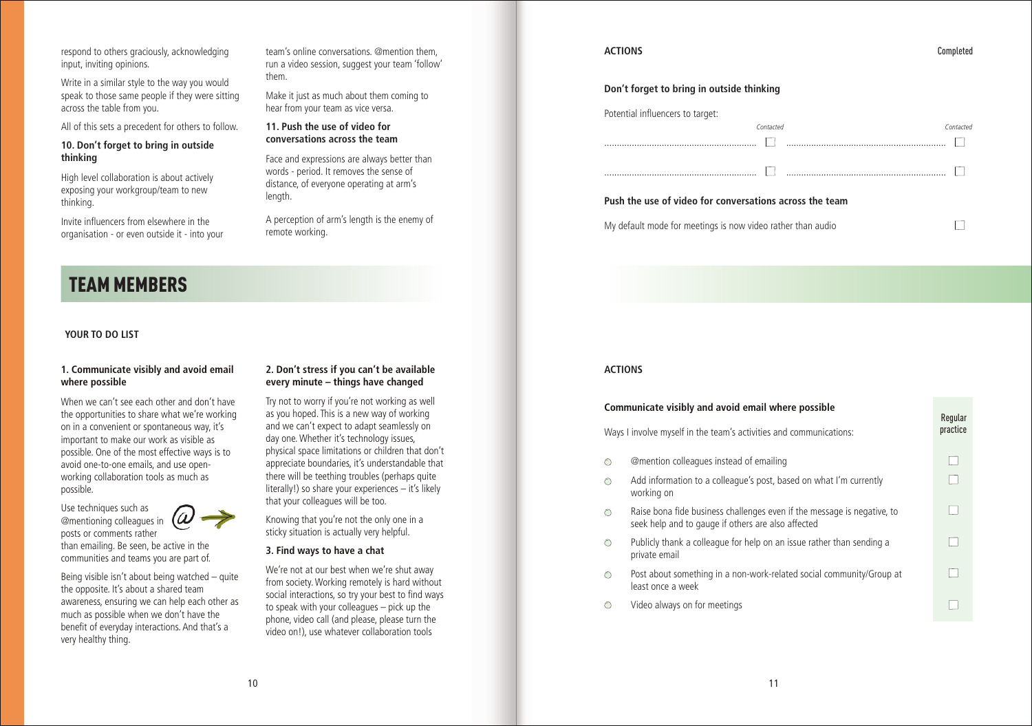respond to others graciously, acknowledging input, inviting opinions.

Write in a similar style to the way you would speak to those same people if they were sitting across the table from you.

All of this sets a precedent for others to follow.

**10. Don't forget to bring in outside thinking**

High level collaboration is about actively exposing your workgroup/team to new thinking.

Invite influencers from elsewhere in the organisation - or even outside it - into your team's online conversations. @mention them, run a video session, suggest your team 'follow' them.

Make it just as much about them coming to hear from your team as vice versa.

**11. Push the use of video for conversations across the team**

Face and expressions are always better than words - period. It removes the sense of distance, of everyone operating at arm's length.

A perception of arm's length is the enemy of remote working.

# TEAM MEMBERS

**YOUR TO DO LIST**

**1. Communicate visibly and avoid email where possible**

When we can't see each other and don't have the opportunities to share what we're working on in a convenient or spontaneous way, it's important to make our work as visible as possible. One of the most effective ways is to avoid one-to-one emails, and use open-working collaboration tools as much as possible.

Use techniques such as @mentioning colleagues in posts or comments rather than emailing. Be seen, be active in the communities and teams you are part of.

Being visible isn't about being watched – quite the opposite. It's about a shared team awareness, ensuring we can help each other as much as possible when we don't have the benefit of everyday interactions. And that's a very healthy thing.

**2. Don't stress if you can't be available every minute – things have changed**

Try not to worry if you're not working as well as you hoped. This is a new way of working and we can't expect to adapt seamlessly on day one. Whether it's technology issues, physical space limitations or children that don't appreciate boundaries, it's understandable that there will be teething troubles (perhaps quite literally!) so share your experiences – it's likely that your colleagues will be too.

Knowing that you're not the only one in a sticky situation is actually very helpful.

**3. Find ways to have a chat**

We're not at our best when we're shut away from society. Working remotely is hard without social interactions, so try your best to find ways to speak with your colleagues – pick up the phone, video call (and please, please turn the video on!), use whatever collaboration tools

**ACTIONS** — Completed

**Don't forget to bring in outside thinking**

Potential influencers to target:

| | Contacted | | Contacted |
|---|---|---|---|
| ............................................................ | ☐ | ............................................................ | ☐ |
| ............................................................ | ☐ | ............................................................ | ☐ |

**Push the use of video for conversations across the team**

My default mode for meetings is now video rather than audio ☐

**ACTIONS**

**Communicate visibly and avoid email where possible**

Ways I involve myself in the team's activities and communications:

| | Regular practice |
|---|---|
| @mention colleagues instead of emailing | ☐ |
| Add information to a colleague's post, based on what I'm currently working on | ☐ |
| Raise bona fide business challenges even if the message is negative, to seek help and to gauge if others are also affected | ☐ |
| Publicly thank a colleague for help on an issue rather than sending a private email | ☐ |
| Post about something in a non-work-related social community/Group at least once a week | ☐ |
| Video always on for meetings | ☐ |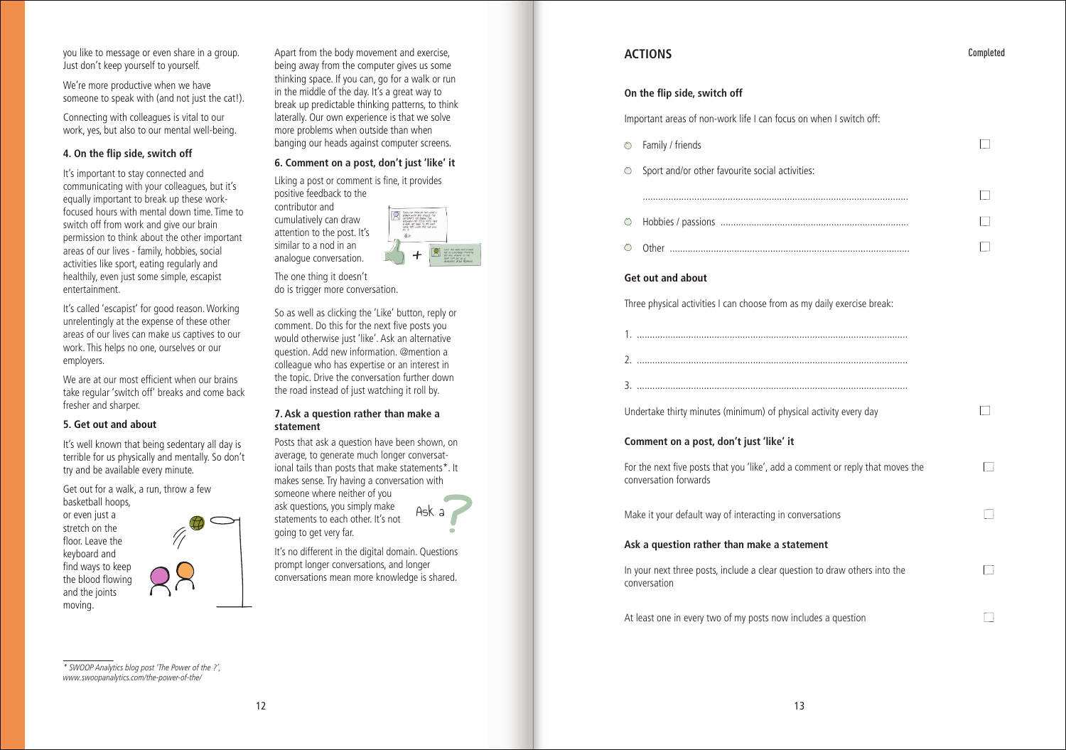you like to message or even share in a group. Just don't keep yourself to yourself.

We're more productive when we have someone to speak with (and not just the cat!).

Connecting with colleagues is vital to our work, yes, but also to our mental well-being.

### 4. On the flip side, switch off

It's important to stay connected and communicating with your colleagues, but it's equally important to break up these work-focused hours with mental down time. Time to switch off from work and give our brain permission to think about the other important areas of our lives - family, hobbies, social activities like sport, eating regularly and healthily, even just some simple, escapist entertainment.

It's called 'escapist' for good reason. Working unrelentingly at the expense of these other areas of our lives can make us captives to our work. This helps no one, ourselves or our employers.

We are at our most efficient when our brains take regular 'switch off' breaks and come back fresher and sharper.

### 5. Get out and about

It's well known that being sedentary all day is terrible for us physically and mentally. So don't try and be available every minute.

Get out for a walk, a run, throw a few basketball hoops, or even just a stretch on the floor. Leave the keyboard and find ways to keep the blood flowing and the joints moving.

Apart from the body movement and exercise, being away from the computer gives us some thinking space. If you can, go for a walk or run in the middle of the day. It's a great way to break up predictable thinking patterns, to think laterally. Our own experience is that we solve more problems when outside than when banging our heads against computer screens.

### 6. Comment on a post, don't just 'like' it

Liking a post or comment is fine, it provides positive feedback to the contributor and cumulatively can draw attention to the post. It's similar to a nod in an analogue conversation.

The one thing it doesn't do is trigger more conversation.

So as well as clicking the 'Like' button, reply or comment. Do this for the next five posts you would otherwise just 'like'. Ask an alternative question. Add new information. @mention a colleague who has expertise or an interest in the topic. Drive the conversation further down the road instead of just watching it roll by.

### 7. Ask a question rather than make a statement

Posts that ask a question have been shown, on average, to generate much longer conversational tails than posts that make statements*. It makes sense. Try having a conversation with someone where neither of you ask questions, you simply make statements to each other. It's not going to get very far.

It's no different in the digital domain. Questions prompt longer conversations, and longer conversations mean more knowledge is shared.

*\* SWOOP Analytics blog post 'The Power of the ?', www.swoopanalytics.com/the-power-of-the/*

## ACTIONS

Completed

**On the flip side, switch off**

Important areas of non-work life I can focus on when I switch off:

- Family / friends ☐
- Sport and/or other favourite social activities:

  ........................................................................................................ ☐
- Hobbies / passions ........................................................................ ☐
- Other ........................................................................................... ☐

**Get out and about**

Three physical activities I can choose from as my daily exercise break:

1. ........................................................................................................
2. ........................................................................................................
3. ........................................................................................................

Undertake thirty minutes (minimum) of physical activity every day ☐

**Comment on a post, don't just 'like' it**

For the next five posts that you 'like', add a comment or reply that moves the conversation forwards ☐

Make it your default way of interacting in conversations ☐

**Ask a question rather than make a statement**

In your next three posts, include a clear question to draw others into the conversation ☐

At least one in every two of my posts now includes a question ☐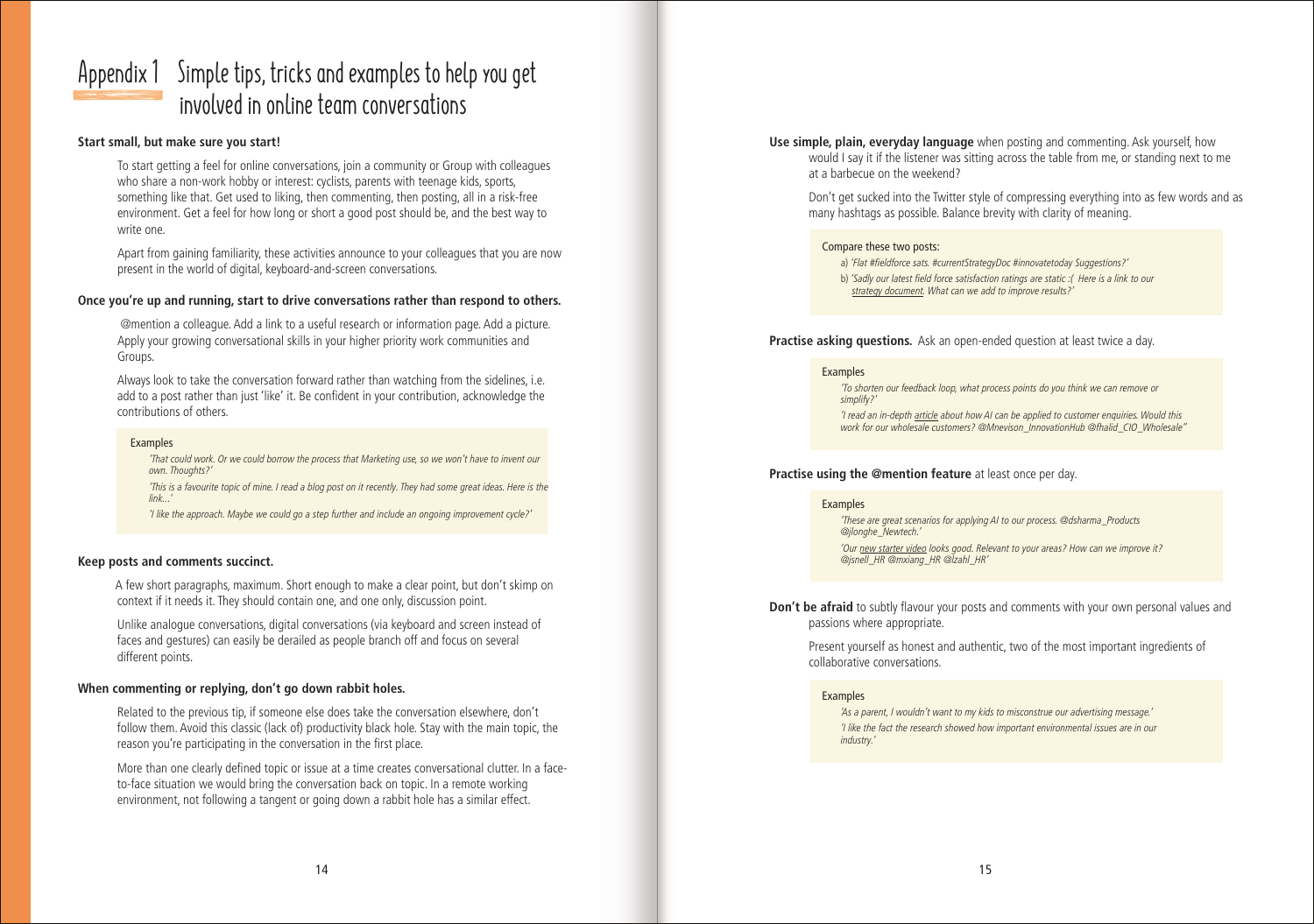# Appendix 1 Simple tips, tricks and examples to help you get involved in online team conversations

**Start small, but make sure you start!**

To start getting a feel for online conversations, join a community or Group with colleagues who share a non-work hobby or interest: cyclists, parents with teenage kids, sports, something like that. Get used to liking, then commenting, then posting, all in a risk-free environment. Get a feel for how long or short a good post should be, and the best way to write one.

Apart from gaining familiarity, these activities announce to your colleagues that you are now present in the world of digital, keyboard-and-screen conversations.

**Once you're up and running, start to drive conversations rather than respond to others.**

@mention a colleague. Add a link to a useful research or information page. Add a picture. Apply your growing conversational skills in your higher priority work communities and Groups.

Always look to take the conversation forward rather than watching from the sidelines, i.e. add to a post rather than just 'like' it. Be confident in your contribution, acknowledge the contributions of others.

Examples

*'That could work. Or we could borrow the process that Marketing use, so we won't have to invent our own. Thoughts?'*

*'This is a favourite topic of mine. I read a blog post on it recently. They had some great ideas. Here is the link...'*

*'I like the approach. Maybe we could go a step further and include an ongoing improvement cycle?'*

**Keep posts and comments succinct.**

A few short paragraphs, maximum. Short enough to make a clear point, but don't skimp on context if it needs it. They should contain one, and one only, discussion point.

Unlike analogue conversations, digital conversations (via keyboard and screen instead of faces and gestures) can easily be derailed as people branch off and focus on several different points.

**When commenting or replying, don't go down rabbit holes.**

Related to the previous tip, if someone else does take the conversation elsewhere, don't follow them. Avoid this classic (lack of) productivity black hole. Stay with the main topic, the reason you're participating in the conversation in the first place.

More than one clearly defined topic or issue at a time creates conversational clutter. In a face-to-face situation we would bring the conversation back on topic. In a remote working environment, not following a tangent or going down a rabbit hole has a similar effect.

**Use simple, plain, everyday language** when posting and commenting. Ask yourself, how would I say it if the listener was sitting across the table from me, or standing next to me at a barbecue on the weekend?

Don't get sucked into the Twitter style of compressing everything into as few words and as many hashtags as possible. Balance brevity with clarity of meaning.

Compare these two posts:

a) *'Flat #fieldforce sats. #currentStrategyDoc #innovatetoday Suggestions?'*

b) *'Sadly our latest field force satisfaction ratings are static :( Here is a link to our strategy document. What can we add to improve results?'*

**Practise asking questions.** Ask an open-ended question at least twice a day.

Examples

*'To shorten our feedback loop, what process points do you think we can remove or simplify?'*

*'I read an in-depth article about how AI can be applied to customer enquiries. Would this work for our wholesale customers? @Mnevison_InnovationHub @fhalid_CIO_Wholesale"*

**Practise using the @mention feature** at least once per day.

Examples

*'These are great scenarios for applying AI to our process. @dsharma_Products @jlonghe_Newtech.'*

*'Our new starter video looks good. Relevant to your areas? How can we improve it? @jsnell_HR @mxiang_HR @lzahl_HR'*

**Don't be afraid** to subtly flavour your posts and comments with your own personal values and passions where appropriate.

Present yourself as honest and authentic, two of the most important ingredients of collaborative conversations.

Examples

*'As a parent, I wouldn't want to my kids to misconstrue our advertising message.'*

*'I like the fact the research showed how important environmental issues are in our industry.'*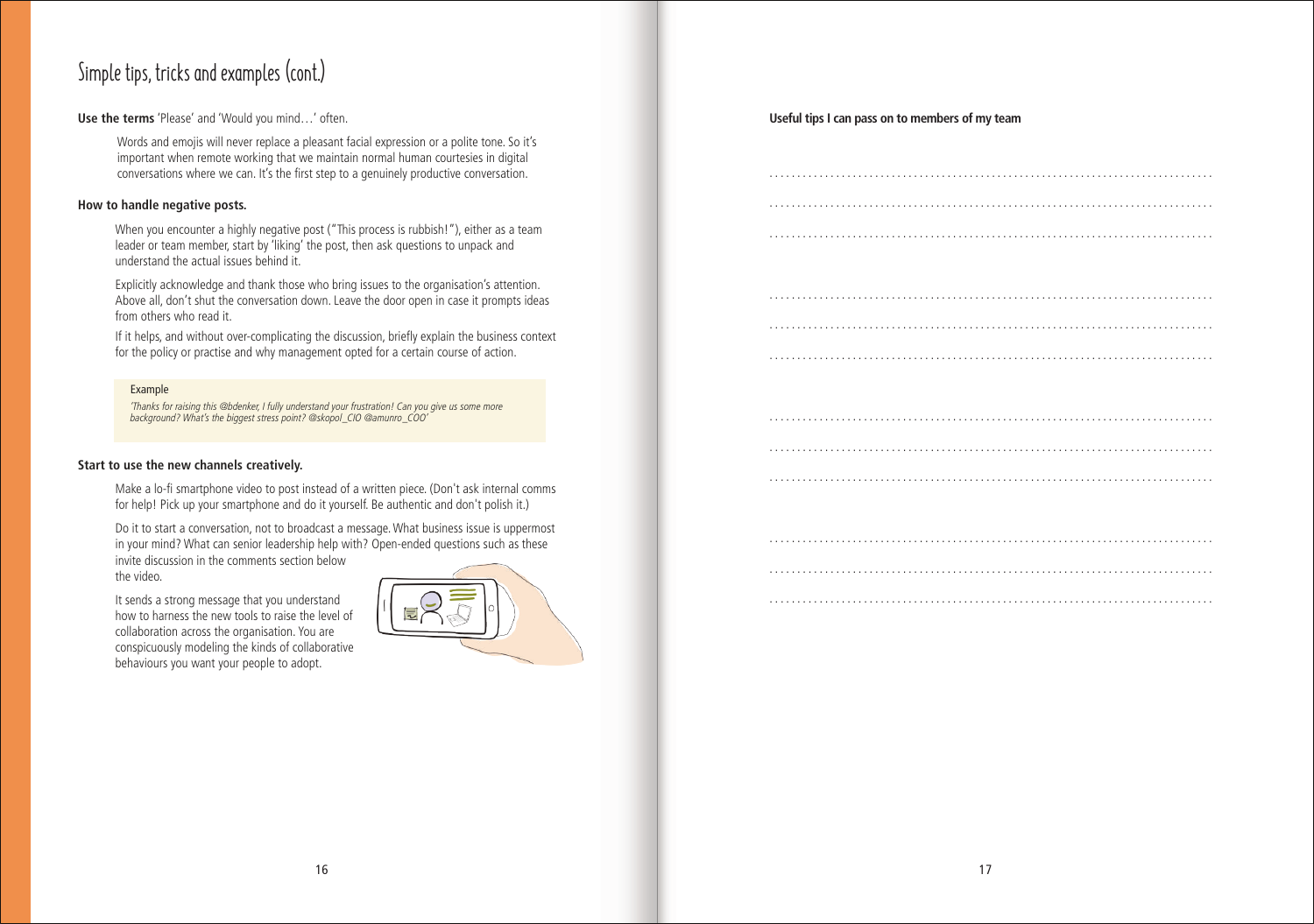# Simple tips, tricks and examples (cont.)

**Use the terms** 'Please' and 'Would you mind…' often.

Words and emojis will never replace a pleasant facial expression or a polite tone. So it's important when remote working that we maintain normal human courtesies in digital conversations where we can. It's the first step to a genuinely productive conversation.

**How to handle negative posts.**

When you encounter a highly negative post ("This process is rubbish!"), either as a team leader or team member, start by 'liking' the post, then ask questions to unpack and understand the actual issues behind it.

Explicitly acknowledge and thank those who bring issues to the organisation's attention. Above all, don't shut the conversation down. Leave the door open in case it prompts ideas from others who read it.

If it helps, and without over-complicating the discussion, briefly explain the business context for the policy or practise and why management opted for a certain course of action.

> Example
>
> *'Thanks for raising this @bdenker, I fully understand your frustration! Can you give us some more background? What's the biggest stress point? @skopol_CIO @amunro_COO'*

**Start to use the new channels creatively.**

Make a lo-fi smartphone video to post instead of a written piece. (Don't ask internal comms for help! Pick up your smartphone and do it yourself. Be authentic and don't polish it.)

Do it to start a conversation, not to broadcast a message. What business issue is uppermost in your mind? What can senior leadership help with? Open-ended questions such as these invite discussion in the comments section below the video.

It sends a strong message that you understand how to harness the new tools to raise the level of collaboration across the organisation. You are conspicuously modeling the kinds of collaborative behaviours you want your people to adopt.

**Useful tips I can pass on to members of my team**

............................................................................

............................................................................

............................................................................

............................................................................

............................................................................

............................................................................

............................................................................

............................................................................

............................................................................

............................................................................

............................................................................

............................................................................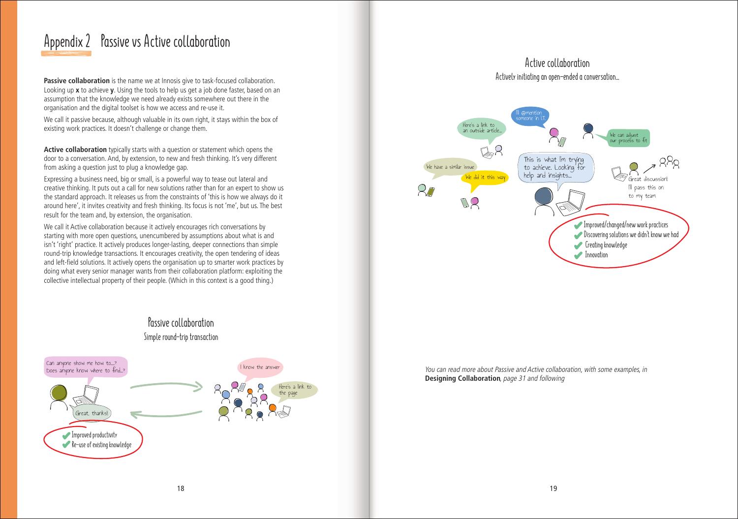# Appendix 2 Passive vs Active collaboration

**Passive collaboration** is the name we at Innosis give to task-focused collaboration. Looking up **x** to achieve **y**. Using the tools to help us get a job done faster, based on an assumption that the knowledge we need already exists somewhere out there in the organisation and the digital toolset is how we access and re-use it.

We call it passive because, although valuable in its own right, it stays within the box of existing work practices. It doesn't challenge or change them.

**Active collaboration** typically starts with a question or statement which opens the door to a conversation. And, by extension, to new and fresh thinking. It's very different from asking a question just to plug a knowledge gap.

Expressing a business need, big or small, is a powerful way to tease out lateral and creative thinking. It puts out a call for new solutions rather than for an expert to show us the standard approach. It releases us from the constraints of 'this is how we always do it around here', it invites creativity and fresh thinking. Its focus is not 'me', but us. The best result for the team and, by extension, the organisation.

We call it Active collaboration because it actively encourages rich conversations by starting with more open questions, unencumbered by assumptions about what is and isn't 'right' practice. It actively produces longer-lasting, deeper connections than simple round-trip knowledge transactions. It encourages creativity, the open tendering of ideas and left-field solutions. It actively opens the organisation up to smarter work practices by doing what every senior manager wants from their collaboration platform: exploiting the collective intellectual property of their people. (Which in this context is a good thing.)

## Passive collaboration

Simple round-trip transaction

Can anyone show me how to...?
Does anyone know where to find...?

I know the answer

Here's a link to the page

Great, thanks!

✔ Improved productivity
✔ Re-use of existing knowledge

## Active collaboration

Actively initiating an open-ended a conversation...

I'll @mention someone in I.T.

Here's a link to an outside article...

We can adjust our process to fit

This is what I'm trying to achieve. Looking for help and insights...

We have a similar issue

We did it this way

Great discussion! I'll pass this on to my team

✔ Improved/changed/new work practices
✔ Discovering solutions we didn't know we had
✔ Creating knowledge
✔ Innovation

*You can read more about Passive and Active collaboration, with some examples, in* **Designing Collaboration**, *page 31 and following*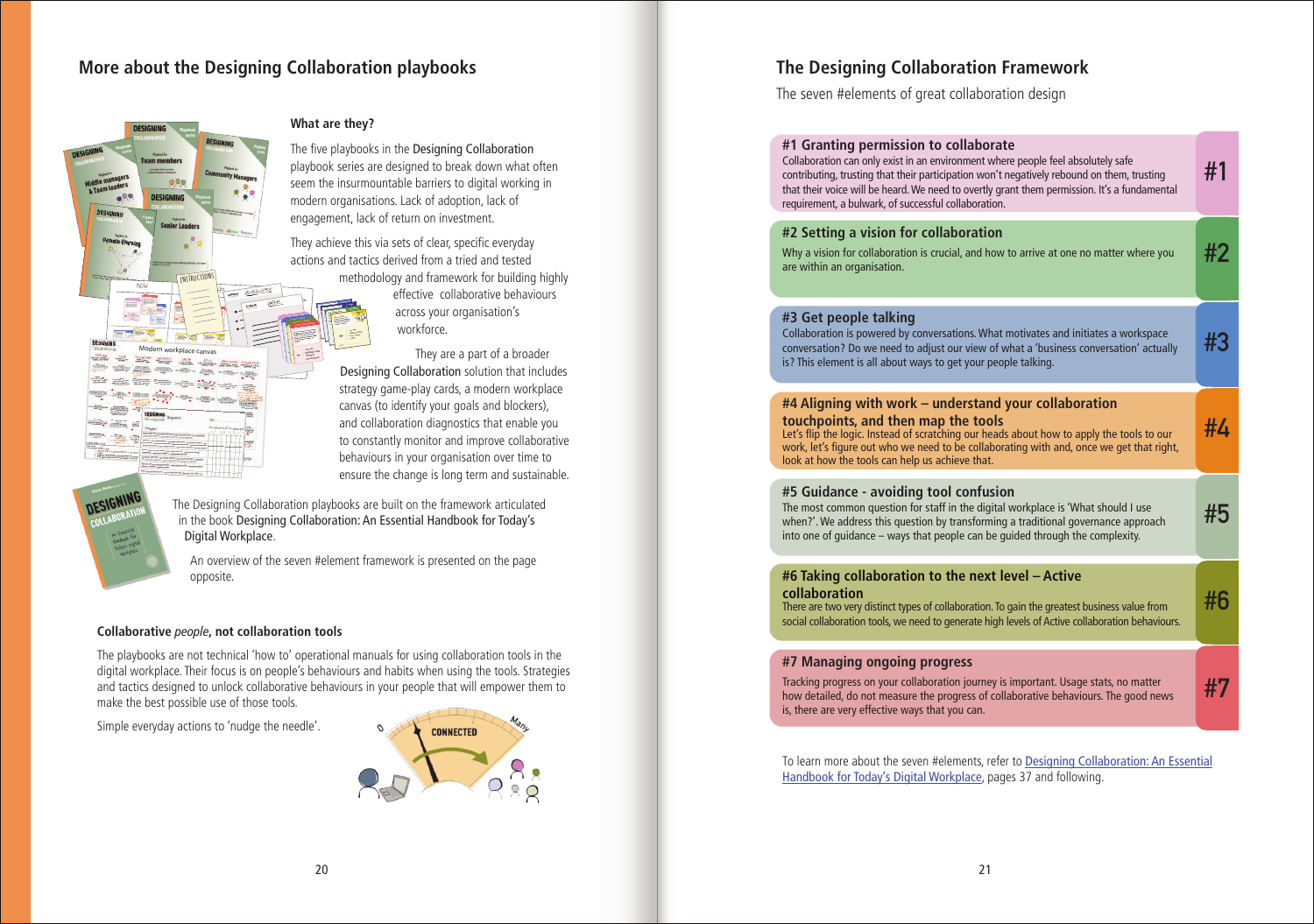## More about the Designing Collaboration playbooks

### What are they?

The five playbooks in the Designing Collaboration playbook series are designed to break down what often seem the insurmountable barriers to digital working in modern organisations. Lack of adoption, lack of engagement, lack of return on investment.

They achieve this via sets of clear, specific everyday actions and tactics derived from a tried and tested methodology and framework for building highly effective collaborative behaviours across your organisation's workforce.

They are a part of a broader Designing Collaboration solution that includes strategy game-play cards, a modern workplace canvas (to identify your goals and blockers), and collaboration diagnostics that enable you to constantly monitor and improve collaborative behaviours in your organisation over time to ensure the change is long term and sustainable.

The Designing Collaboration playbooks are built on the framework articulated in the book Designing Collaboration: An Essential Handbook for Today's Digital Workplace.

An overview of the seven #element framework is presented on the page opposite.

### Collaborative *people*, not collaboration tools

The playbooks are not technical 'how to' operational manuals for using collaboration tools in the digital workplace. Their focus is on people's behaviours and habits when using the tools. Strategies and tactics designed to unlock collaborative behaviours in your people that will empower them to make the best possible use of those tools.

Simple everyday actions to 'nudge the needle'.

0 CONNECTED Many

## The Designing Collaboration Framework

The seven #elements of great collaboration design

### #1 Granting permission to collaborate

Collaboration can only exist in an environment where people feel absolutely safe contributing, trusting that their participation won't negatively rebound on them, trusting that their voice will be heard. We need to overtly grant them permission. It's a fundamental requirement, a bulwark, of successful collaboration.

### #2 Setting a vision for collaboration

Why a vision for collaboration is crucial, and how to arrive at one no matter where you are within an organisation.

### #3 Get people talking

Collaboration is powered by conversations. What motivates and initiates a workspace conversation? Do we need to adjust our view of what a 'business conversation' actually is? This element is all about ways to get your people talking.

### #4 Aligning with work – understand your collaboration touchpoints, and then map the tools

Let's flip the logic. Instead of scratching our heads about how to apply the tools to our work, let's figure out who we need to be collaborating with and, once we get that right, look at how the tools can help us achieve that.

### #5 Guidance - avoiding tool confusion

The most common question for staff in the digital workplace is 'What should I use when?'. We address this question by transforming a traditional governance approach into one of guidance – ways that people can be guided through the complexity.

### #6 Taking collaboration to the next level – Active collaboration

There are two very distinct types of collaboration. To gain the greatest business value from social collaboration tools, we need to generate high levels of Active collaboration behaviours.

### #7 Managing ongoing progress

Tracking progress on your collaboration journey is important. Usage stats, no matter how detailed, do not measure the progress of collaborative behaviours. The good news is, there are very effective ways that you can.

To learn more about the seven #elements, refer to Designing Collaboration: An Essential Handbook for Today's Digital Workplace, pages 37 and following.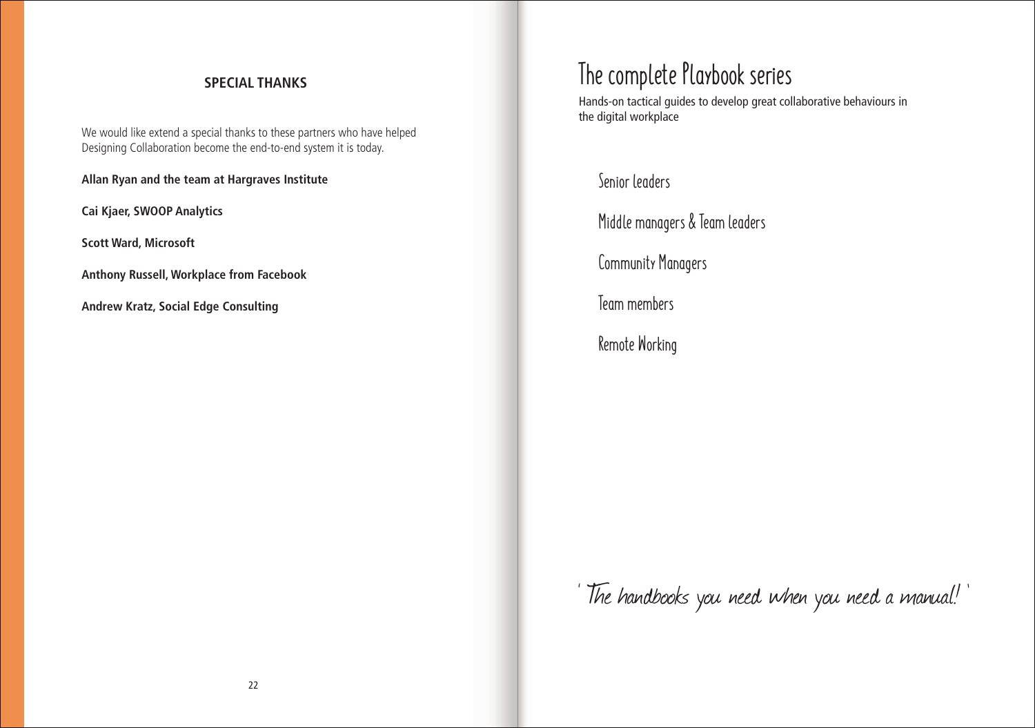## SPECIAL THANKS

We would like extend a special thanks to these partners who have helped Designing Collaboration become the end-to-end system it is today.

**Allan Ryan and the team at Hargraves Institute**

**Cai Kjaer, SWOOP Analytics**

**Scott Ward, Microsoft**

**Anthony Russell, Workplace from Facebook**

**Andrew Kratz, Social Edge Consulting**

# The complete Playbook series

Hands-on tactical guides to develop great collaborative behaviours in the digital workplace

Senior leaders

Middle managers & Team leaders

Community Managers

Team members

Remote Working

*' The handbooks you need when you need a manual! '*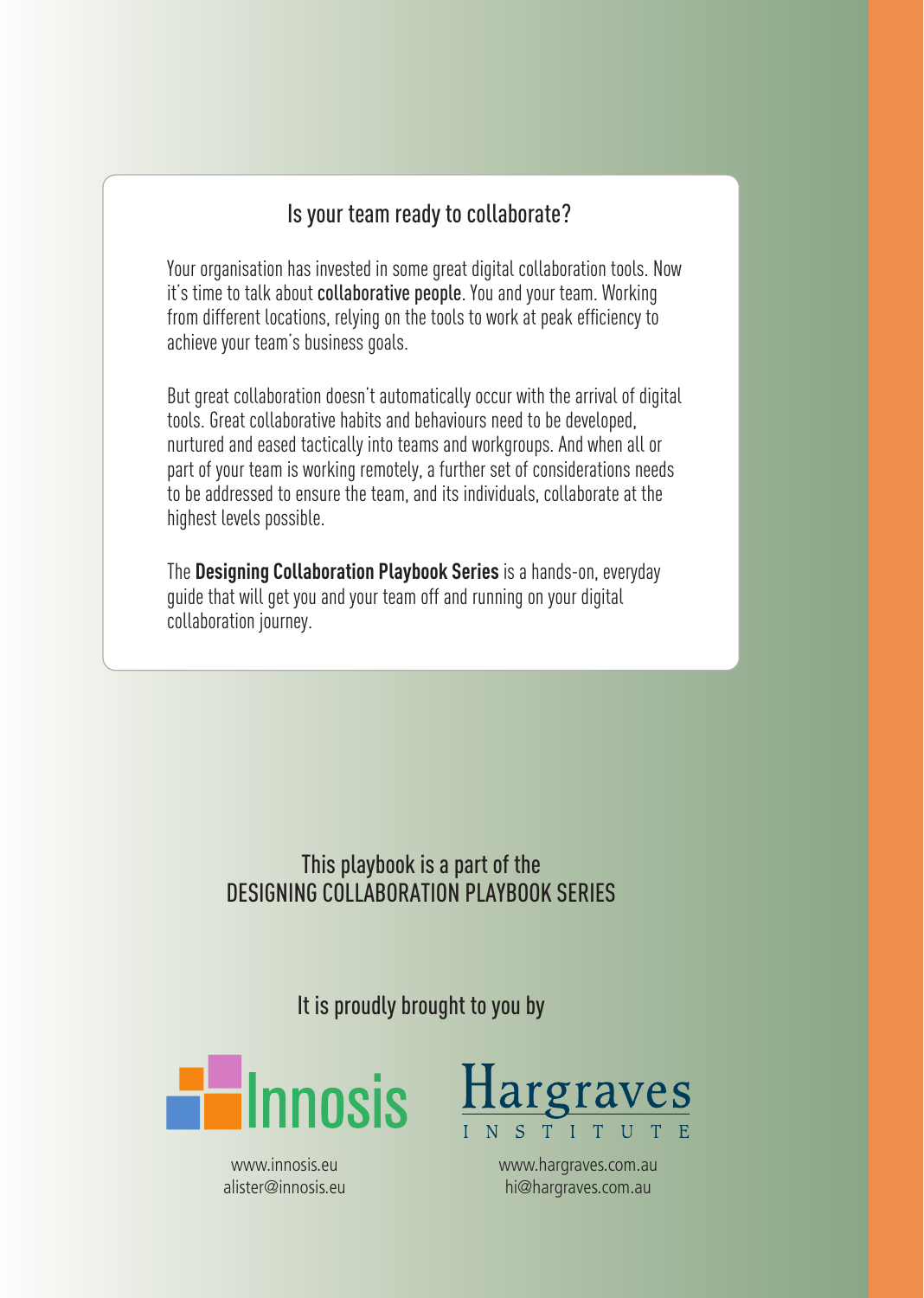## Is your team ready to collaborate?

Your organisation has invested in some great digital collaboration tools. Now it's time to talk about **collaborative people**. You and your team. Working from different locations, relying on the tools to work at peak efficiency to achieve your team's business goals.

But great collaboration doesn't automatically occur with the arrival of digital tools. Great collaborative habits and behaviours need to be developed, nurtured and eased tactically into teams and workgroups. And when all or part of your team is working remotely, a further set of considerations needs to be addressed to ensure the team, and its individuals, collaborate at the highest levels possible.

The **Designing Collaboration Playbook Series** is a hands-on, everyday guide that will get you and your team off and running on your digital collaboration journey.

This playbook is a part of the
DESIGNING COLLABORATION PLAYBOOK SERIES

It is proudly brought to you by

Innosis

www.innosis.eu
alister@innosis.eu

Hargraves INSTITUTE

www.hargraves.com.au
hi@hargraves.com.au